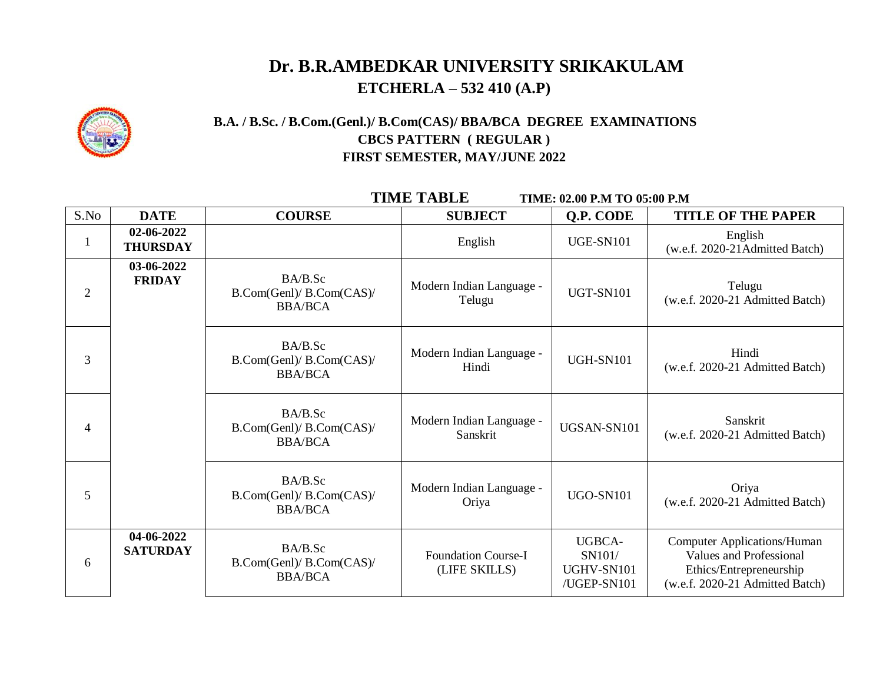# Dr. B.R.AMBEDKAR UNIVERSITY SRIKAKULAM

## ETCHERLA – 532 410 (A.P)

### B.A. / B.Sc. / B.Com.(Genl.)/ B.Com(CAS)/ BBA/BCA DEGREE EXAMINATIONS

### CBCS PATTERN ( REGULAR )

### FIRST SEMESTER, MAY/JUNE 2022

**TIME TABLE** **TIME: 02.00 P.M TO 05:00 P.M**

| S.No | DATE | COURSE | SUBJECT | Q.P. CODE | TITLE OF THE PAPER |
|---|---|---|---|---|---|
| 1 | 02-06-2022 THURSDAY | | English | UGE-SN101 | English (w.e.f. 2020-21Admitted Batch) |
| 2 | 03-06-2022 FRIDAY | BA/B.Sc B.Com(Genl)/ B.Com(CAS)/ BBA/BCA | Modern Indian Language - Telugu | UGT-SN101 | Telugu (w.e.f. 2020-21 Admitted Batch) |
| 3 | | BA/B.Sc B.Com(Genl)/ B.Com(CAS)/ BBA/BCA | Modern Indian Language - Hindi | UGH-SN101 | Hindi (w.e.f. 2020-21 Admitted Batch) |
| 4 | | BA/B.Sc B.Com(Genl)/ B.Com(CAS)/ BBA/BCA | Modern Indian Language - Sanskrit | UGSAN-SN101 | Sanskrit (w.e.f. 2020-21 Admitted Batch) |
| 5 | | BA/B.Sc B.Com(Genl)/ B.Com(CAS)/ BBA/BCA | Modern Indian Language - Oriya | UGO-SN101 | Oriya (w.e.f. 2020-21 Admitted Batch) |
| 6 | 04-06-2022 SATURDAY | BA/B.Sc B.Com(Genl)/ B.Com(CAS)/ BBA/BCA | Foundation Course-I (LIFE SKILLS) | UGBCA-SN101/ UGHV-SN101 /UGEP-SN101 | Computer Applications/Human Values and Professional Ethics/Entrepreneurship (w.e.f. 2020-21 Admitted Batch) |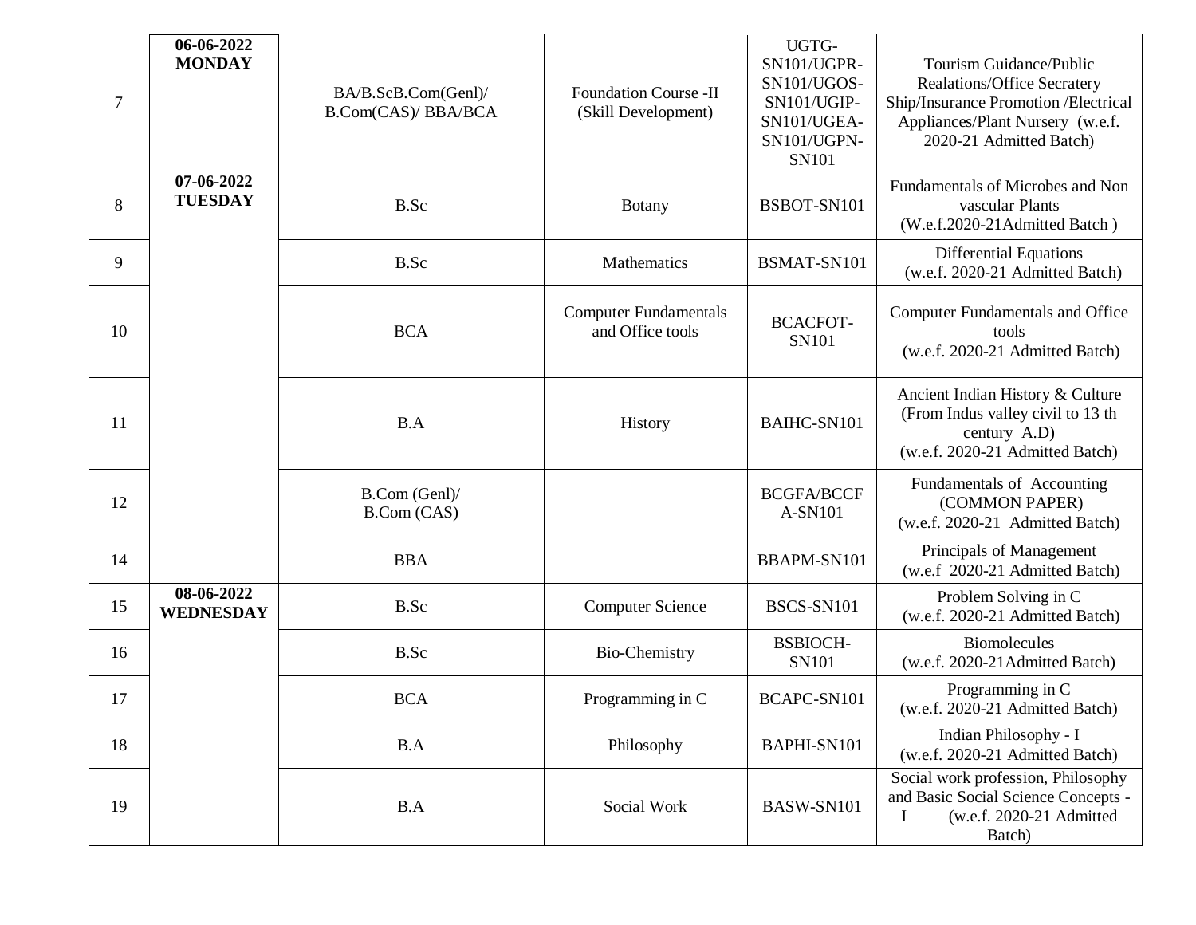| 7 | 06-06-2022 MONDAY | BA/B.ScB.Com(Genl)/ B.Com(CAS)/ BBA/BCA | Foundation Course -II (Skill Development) | UGTG-SN101/UGPR-SN101/UGOS-SN101/UGIP-SN101/UGEA-SN101/UGPN-SN101 | Tourism Guidance/Public Realations/Office Secratery Ship/Insurance Promotion /Electrical Appliances/Plant Nursery (w.e.f. 2020-21 Admitted Batch) |
|---|---|---|---|---|---|
| 8 | 07-06-2022 TUESDAY | B.Sc | Botany | BSBOT-SN101 | Fundamentals of Microbes and Non vascular Plants (W.e.f.2020-21Admitted Batch ) |
| 9 | | B.Sc | Mathematics | BSMAT-SN101 | Differential Equations (w.e.f. 2020-21 Admitted Batch) |
| 10 | | BCA | Computer Fundamentals and Office tools | BCACFOT-SN101 | Computer Fundamentals and Office tools (w.e.f. 2020-21 Admitted Batch) |
| 11 | | B.A | History | BAIHC-SN101 | Ancient Indian History & Culture (From Indus valley civil to 13 th century A.D) (w.e.f. 2020-21 Admitted Batch) |
| 12 | | B.Com (Genl)/ B.Com (CAS) | | BCGFA/BCCFA-SN101 | Fundamentals of Accounting (COMMON PAPER) (w.e.f. 2020-21 Admitted Batch) |
| 14 | | BBA | | BBAPM-SN101 | Principals of Management (w.e.f 2020-21 Admitted Batch) |
| 15 | 08-06-2022 WEDNESDAY | B.Sc | Computer Science | BSCS-SN101 | Problem Solving in C (w.e.f. 2020-21 Admitted Batch) |
| 16 | | B.Sc | Bio-Chemistry | BSBIOCH-SN101 | Biomolecules (w.e.f. 2020-21Admitted Batch) |
| 17 | | BCA | Programming in C | BCAPC-SN101 | Programming in C (w.e.f. 2020-21 Admitted Batch) |
| 18 | | B.A | Philosophy | BAPHI-SN101 | Indian Philosophy - I (w.e.f. 2020-21 Admitted Batch) |
| 19 | | B.A | Social Work | BASW-SN101 | Social work profession, Philosophy and Basic Social Science Concepts - I (w.e.f. 2020-21 Admitted Batch) |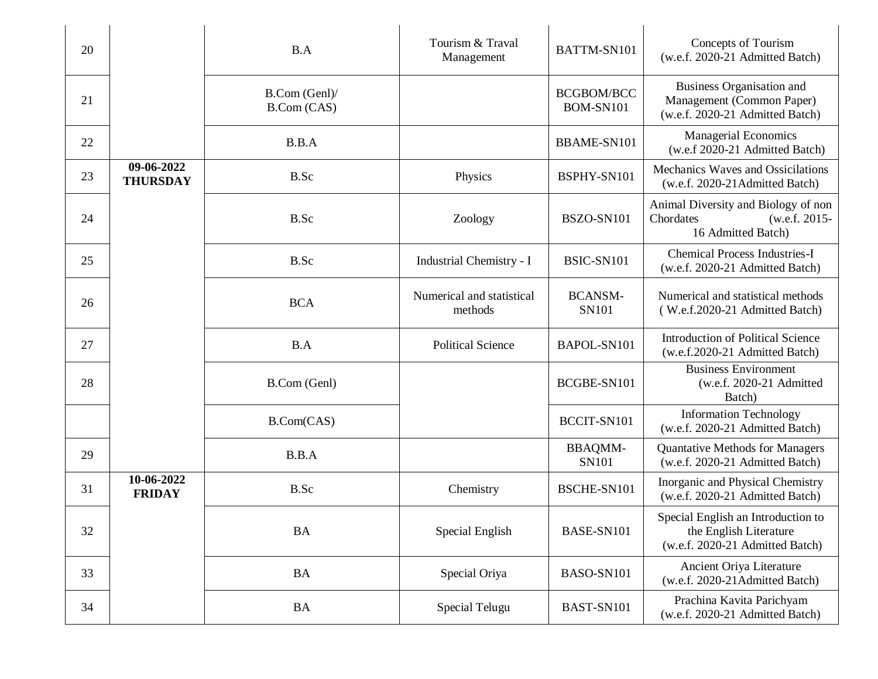| 20 | | B.A | Tourism & Traval Management | BATTM-SN101 | Concepts of Tourism (w.e.f. 2020-21 Admitted Batch) |
|---|---|---|---|---|---|
| 21 | | B.Com (Genl)/ B.Com (CAS) | | BCGBOM/BCCBOM-SN101 | Business Organisation and Management (Common Paper) (w.e.f. 2020-21 Admitted Batch) |
| 22 | | B.B.A | | BBAME-SN101 | Managerial Economics (w.e.f 2020-21 Admitted Batch) |
| 23 | **09-06-2022 THURSDAY** | B.Sc | Physics | BSPHY-SN101 | Mechanics Waves and Ossicilations (w.e.f. 2020-21Admitted Batch) |
| 24 | | B.Sc | Zoology | BSZO-SN101 | Animal Diversity and Biology of non Chordates (w.e.f. 2015-16 Admitted Batch) |
| 25 | | B.Sc | Industrial Chemistry - I | BSIC-SN101 | Chemical Process Industries-I (w.e.f. 2020-21 Admitted Batch) |
| 26 | | BCA | Numerical and statistical methods | BCANSM-SN101 | Numerical and statistical methods ( W.e.f.2020-21 Admitted Batch) |
| 27 | | B.A | Political Science | BAPOL-SN101 | Introduction of Political Science (w.e.f.2020-21 Admitted Batch) |
| 28 | | B.Com (Genl) | | BCGBE-SN101 | Business Environment (w.e.f. 2020-21 Admitted Batch) |
| | | B.Com(CAS) | | BCCIT-SN101 | Information Technology (w.e.f. 2020-21 Admitted Batch) |
| 29 | | B.B.A | | BBAQMM-SN101 | Quantative Methods for Managers (w.e.f. 2020-21 Admitted Batch) |
| 31 | **10-06-2022 FRIDAY** | B.Sc | Chemistry | BSCHE-SN101 | Inorganic and Physical Chemistry (w.e.f. 2020-21 Admitted Batch) |
| 32 | | BA | Special English | BASE-SN101 | Special English an Introduction to the English Literature (w.e.f. 2020-21 Admitted Batch) |
| 33 | | BA | Special Oriya | BASO-SN101 | Ancient Oriya Literature (w.e.f. 2020-21Admitted Batch) |
| 34 | | BA | Special Telugu | BAST-SN101 | Prachina Kavita Parichyam (w.e.f. 2020-21 Admitted Batch) |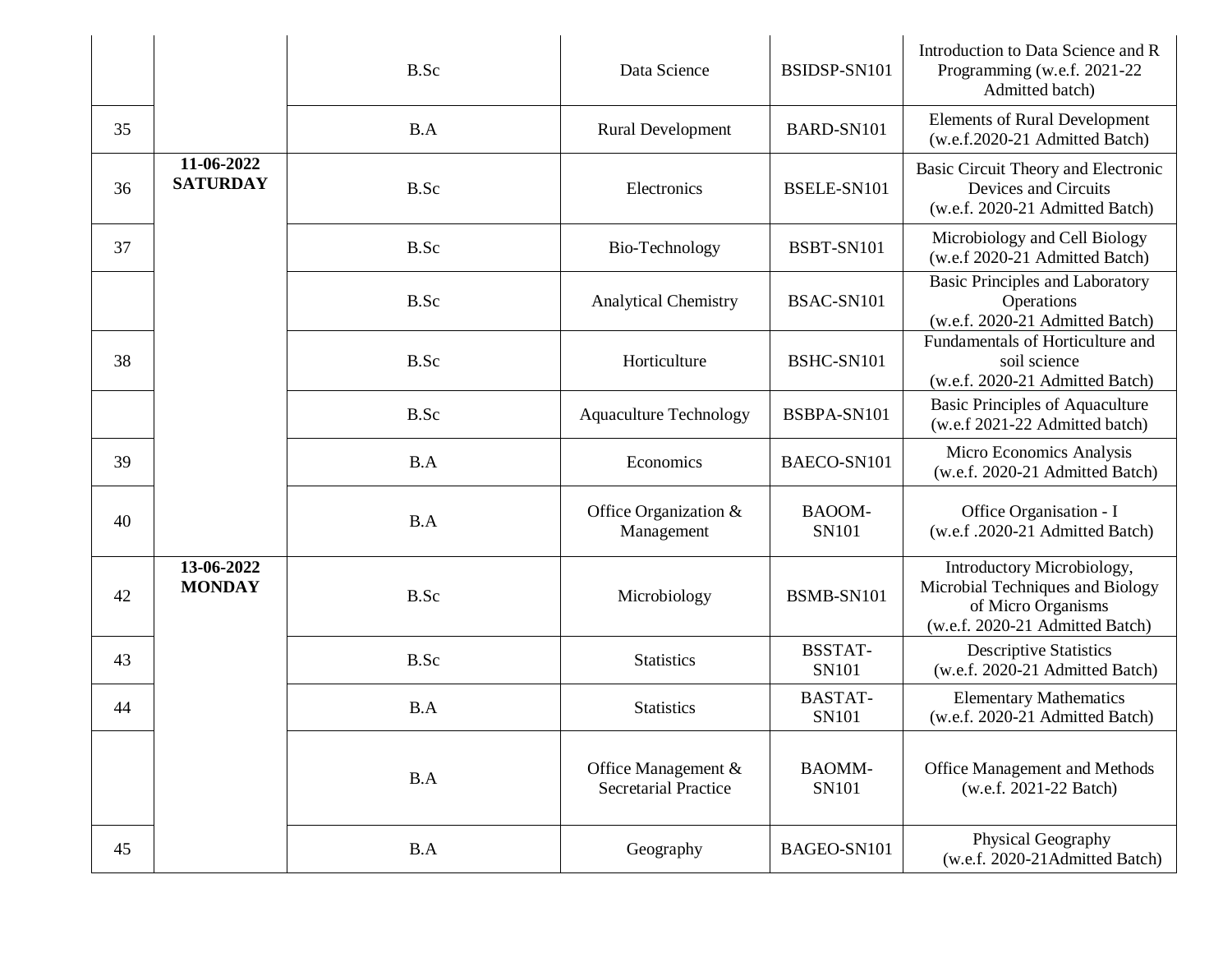| | | B.Sc | Data Science | BSIDSP-SN101 | Introduction to Data Science and R Programming (w.e.f. 2021-22 Admitted batch) |
|---|---|---|---|---|---|
| 35 | | B.A | Rural Development | BARD-SN101 | Elements of Rural Development (w.e.f.2020-21 Admitted Batch) |
| 36 | **11-06-2022 SATURDAY** | B.Sc | Electronics | BSELE-SN101 | Basic Circuit Theory and Electronic Devices and Circuits (w.e.f. 2020-21 Admitted Batch) |
| 37 | | B.Sc | Bio-Technology | BSBT-SN101 | Microbiology and Cell Biology (w.e.f 2020-21 Admitted Batch) |
| | | B.Sc | Analytical Chemistry | BSAC-SN101 | Basic Principles and Laboratory Operations (w.e.f. 2020-21 Admitted Batch) |
| 38 | | B.Sc | Horticulture | BSHC-SN101 | Fundamentals of Horticulture and soil science (w.e.f. 2020-21 Admitted Batch) |
| | | B.Sc | Aquaculture Technology | BSBPA-SN101 | Basic Principles of Aquaculture (w.e.f 2021-22 Admitted batch) |
| 39 | | B.A | Economics | BAECO-SN101 | Micro Economics Analysis (w.e.f. 2020-21 Admitted Batch) |
| 40 | | B.A | Office Organization & Management | BAOOM-SN101 | Office Organisation - I (w.e.f .2020-21 Admitted Batch) |
| 42 | **13-06-2022 MONDAY** | B.Sc | Microbiology | BSMB-SN101 | Introductory Microbiology, Microbial Techniques and Biology of Micro Organisms (w.e.f. 2020-21 Admitted Batch) |
| 43 | | B.Sc | Statistics | BSSTAT-SN101 | Descriptive Statistics (w.e.f. 2020-21 Admitted Batch) |
| 44 | | B.A | Statistics | BASTAT-SN101 | Elementary Mathematics (w.e.f. 2020-21 Admitted Batch) |
| | | B.A | Office Management & Secretarial Practice | BAOMM-SN101 | Office Management and Methods (w.e.f. 2021-22 Batch) |
| 45 | | B.A | Geography | BAGEO-SN101 | Physical Geography (w.e.f. 2020-21Admitted Batch) |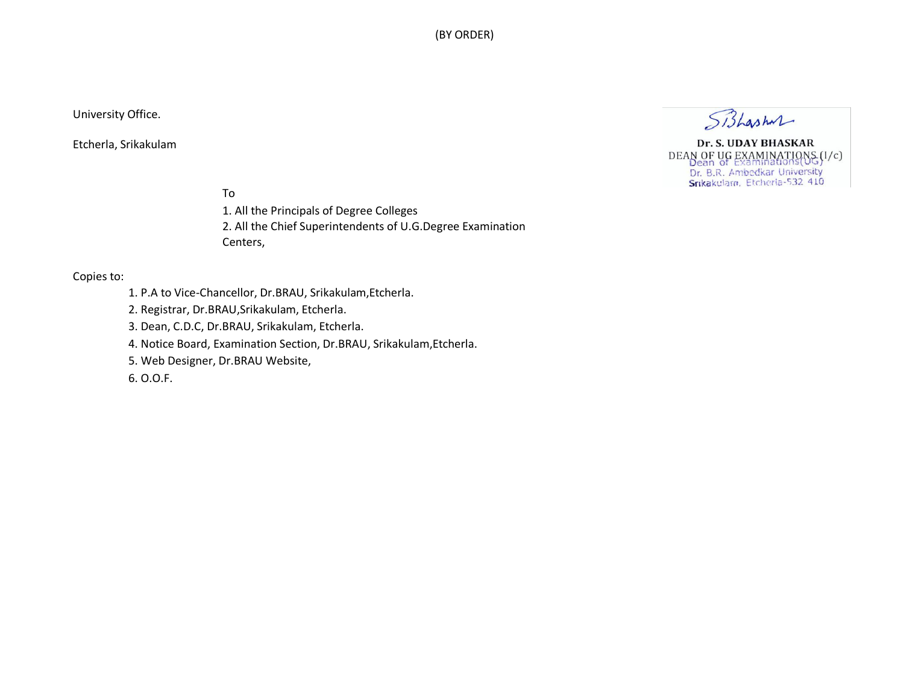(BY ORDER)

University Office.

Etcherla, Srikakulam

Dr. S. UDAY BHASKAR
DEAN OF UG EXAMINATIONS (I/c)
Dean of Examinations(UG)
Dr. B.R. Ambedkar University
Srikakulam, Etcherla-532 410

To
1. All the Principals of Degree Colleges
2. All the Chief Superintendents of U.G.Degree Examination Centers,

Copies to:

1. P.A to Vice-Chancellor, Dr.BRAU, Srikakulam,Etcherla.
2. Registrar, Dr.BRAU,Srikakulam, Etcherla.
3. Dean, C.D.C, Dr.BRAU, Srikakulam, Etcherla.
4. Notice Board, Examination Section, Dr.BRAU, Srikakulam,Etcherla.
5. Web Designer, Dr.BRAU Website,
6. O.O.F.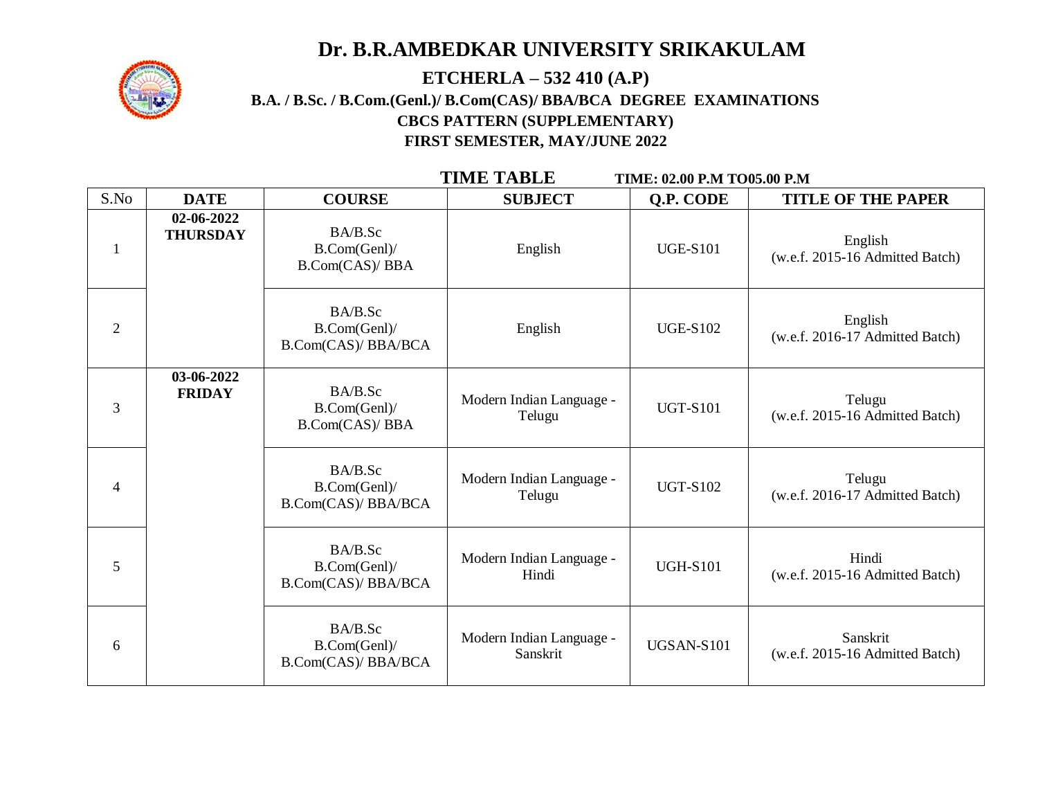# Dr. B.R.AMBEDKAR UNIVERSITY SRIKAKULAM

## ETCHERLA – 532 410 (A.P)

### B.A. / B.Sc. / B.Com.(Genl.)/ B.Com(CAS)/ BBA/BCA DEGREE EXAMINATIONS

### CBCS PATTERN (SUPPLEMENTARY)

### FIRST SEMESTER, MAY/JUNE 2022

**TIME TABLE** **TIME: 02.00 P.M TO05.00 P.M**

| S.No | DATE | COURSE | SUBJECT | Q.P. CODE | TITLE OF THE PAPER |
|---|---|---|---|---|---|
| 1 | **02-06-2022 THURSDAY** | BA/B.Sc B.Com(Genl)/ B.Com(CAS)/ BBA | English | UGE-S101 | English (w.e.f. 2015-16 Admitted Batch) |
| 2 | | BA/B.Sc B.Com(Genl)/ B.Com(CAS)/ BBA/BCA | English | UGE-S102 | English (w.e.f. 2016-17 Admitted Batch) |
| 3 | **03-06-2022 FRIDAY** | BA/B.Sc B.Com(Genl)/ B.Com(CAS)/ BBA | Modern Indian Language - Telugu | UGT-S101 | Telugu (w.e.f. 2015-16 Admitted Batch) |
| 4 | | BA/B.Sc B.Com(Genl)/ B.Com(CAS)/ BBA/BCA | Modern Indian Language - Telugu | UGT-S102 | Telugu (w.e.f. 2016-17 Admitted Batch) |
| 5 | | BA/B.Sc B.Com(Genl)/ B.Com(CAS)/ BBA/BCA | Modern Indian Language - Hindi | UGH-S101 | Hindi (w.e.f. 2015-16 Admitted Batch) |
| 6 | | BA/B.Sc B.Com(Genl)/ B.Com(CAS)/ BBA/BCA | Modern Indian Language - Sanskrit | UGSAN-S101 | Sanskrit (w.e.f. 2015-16 Admitted Batch) |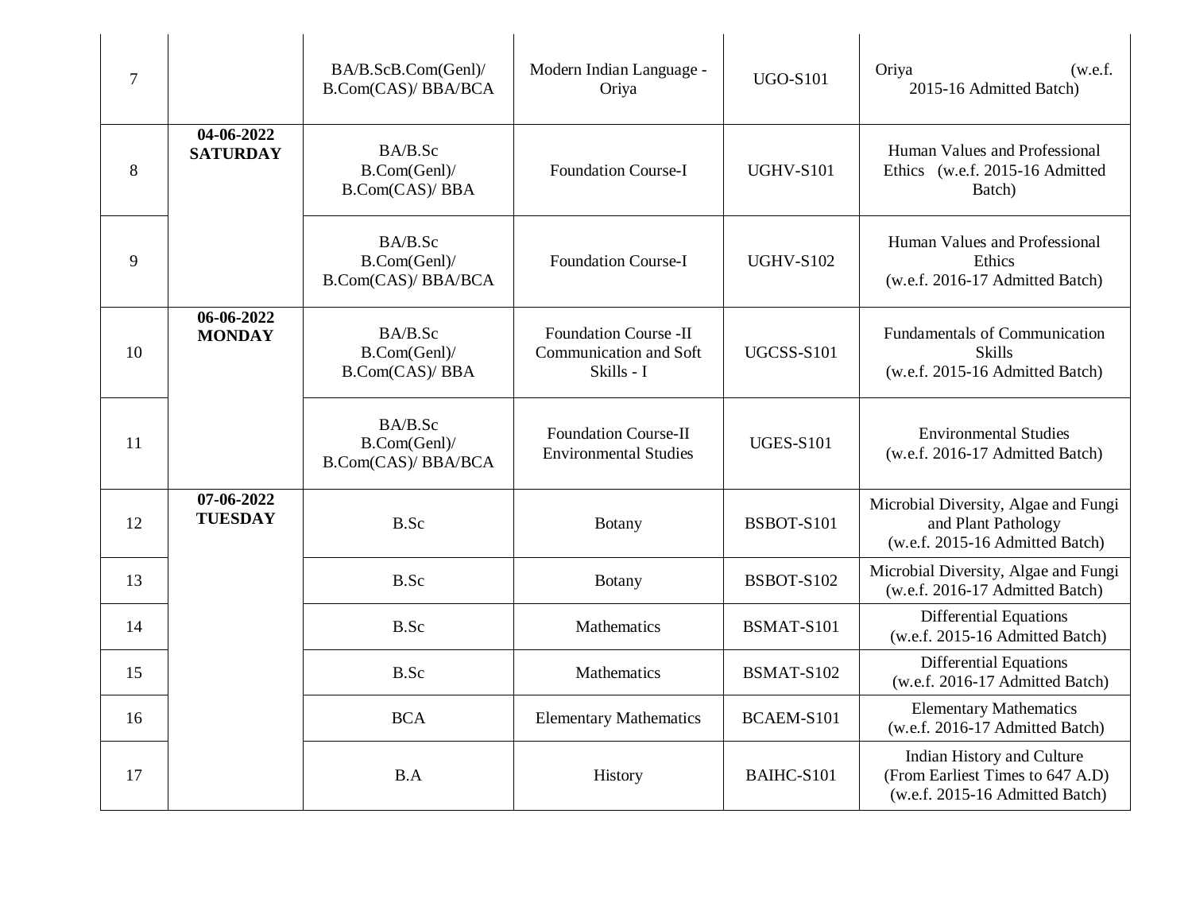| 7 | | BA/B.ScB.Com(Genl)/ B.Com(CAS)/ BBA/BCA | Modern Indian Language - Oriya | UGO-S101 | Oriya (w.e.f. 2015-16 Admitted Batch) |
|---|---|---|---|---|---|
| 8 | **04-06-2022 SATURDAY** | BA/B.Sc B.Com(Genl)/ B.Com(CAS)/ BBA | Foundation Course-I | UGHV-S101 | Human Values and Professional Ethics (w.e.f. 2015-16 Admitted Batch) |
| 9 | | BA/B.Sc B.Com(Genl)/ B.Com(CAS)/ BBA/BCA | Foundation Course-I | UGHV-S102 | Human Values and Professional Ethics (w.e.f. 2016-17 Admitted Batch) |
| 10 | **06-06-2022 MONDAY** | BA/B.Sc B.Com(Genl)/ B.Com(CAS)/ BBA | Foundation Course -II Communication and Soft Skills - I | UGCSS-S101 | Fundamentals of Communication Skills (w.e.f. 2015-16 Admitted Batch) |
| 11 | | BA/B.Sc B.Com(Genl)/ B.Com(CAS)/ BBA/BCA | Foundation Course-II Environmental Studies | UGES-S101 | Environmental Studies (w.e.f. 2016-17 Admitted Batch) |
| 12 | **07-06-2022 TUESDAY** | B.Sc | Botany | BSBOT-S101 | Microbial Diversity, Algae and Fungi and Plant Pathology (w.e.f. 2015-16 Admitted Batch) |
| 13 | | B.Sc | Botany | BSBOT-S102 | Microbial Diversity, Algae and Fungi (w.e.f. 2016-17 Admitted Batch) |
| 14 | | B.Sc | Mathematics | BSMAT-S101 | Differential Equations (w.e.f. 2015-16 Admitted Batch) |
| 15 | | B.Sc | Mathematics | BSMAT-S102 | Differential Equations (w.e.f. 2016-17 Admitted Batch) |
| 16 | | BCA | Elementary Mathematics | BCAEM-S101 | Elementary Mathematics (w.e.f. 2016-17 Admitted Batch) |
| 17 | | B.A | History | BAIHC-S101 | Indian History and Culture (From Earliest Times to 647 A.D) (w.e.f. 2015-16 Admitted Batch) |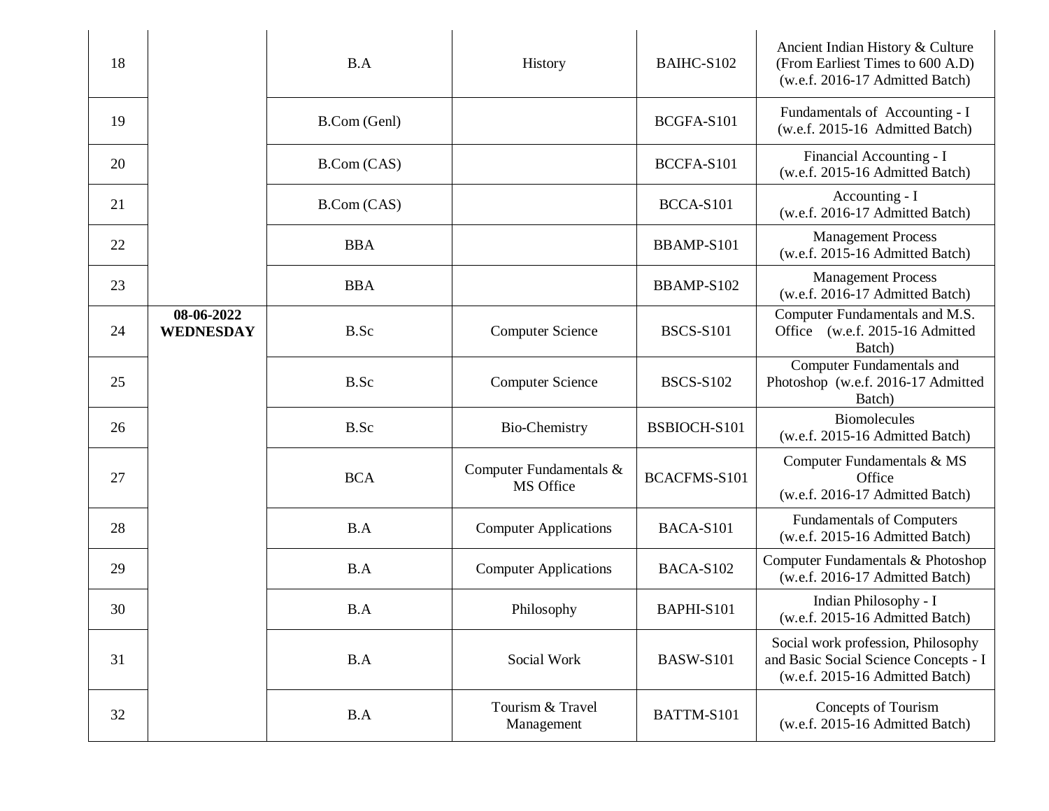| 18 | | B.A | History | BAIHC-S102 | Ancient Indian History & Culture (From Earliest Times to 600 A.D) (w.e.f. 2016-17 Admitted Batch) |
|---|---|---|---|---|---|
| 19 | | B.Com (Genl) | | BCGFA-S101 | Fundamentals of Accounting - I (w.e.f. 2015-16 Admitted Batch) |
| 20 | | B.Com (CAS) | | BCCFA-S101 | Financial Accounting - I (w.e.f. 2015-16 Admitted Batch) |
| 21 | | B.Com (CAS) | | BCCA-S101 | Accounting - I (w.e.f. 2016-17 Admitted Batch) |
| 22 | | BBA | | BBAMP-S101 | Management Process (w.e.f. 2015-16 Admitted Batch) |
| 23 | | BBA | | BBAMP-S102 | Management Process (w.e.f. 2016-17 Admitted Batch) |
| 24 | **08-06-2022 WEDNESDAY** | B.Sc | Computer Science | BSCS-S101 | Computer Fundamentals and M.S. Office (w.e.f. 2015-16 Admitted Batch) |
| 25 | | B.Sc | Computer Science | BSCS-S102 | Computer Fundamentals and Photoshop (w.e.f. 2016-17 Admitted Batch) |
| 26 | | B.Sc | Bio-Chemistry | BSBIOCH-S101 | Biomolecules (w.e.f. 2015-16 Admitted Batch) |
| 27 | | BCA | Computer Fundamentals & MS Office | BCACFMS-S101 | Computer Fundamentals & MS Office (w.e.f. 2016-17 Admitted Batch) |
| 28 | | B.A | Computer Applications | BACA-S101 | Fundamentals of Computers (w.e.f. 2015-16 Admitted Batch) |
| 29 | | B.A | Computer Applications | BACA-S102 | Computer Fundamentals & Photoshop (w.e.f. 2016-17 Admitted Batch) |
| 30 | | B.A | Philosophy | BAPHI-S101 | Indian Philosophy - I (w.e.f. 2015-16 Admitted Batch) |
| 31 | | B.A | Social Work | BASW-S101 | Social work profession, Philosophy and Basic Social Science Concepts - I (w.e.f. 2015-16 Admitted Batch) |
| 32 | | B.A | Tourism & Travel Management | BATTM-S101 | Concepts of Tourism (w.e.f. 2015-16 Admitted Batch) |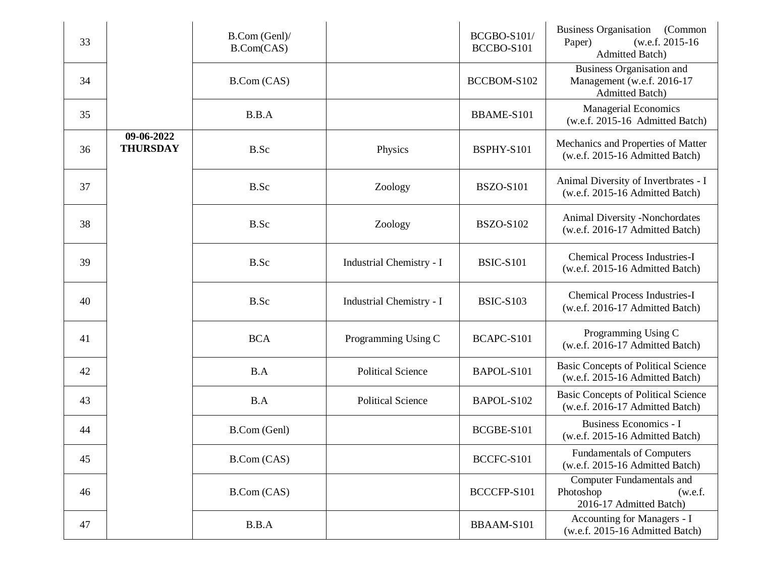| 33 | | B.Com (Genl)/ B.Com(CAS) | | BCGBO-S101/ BCCBO-S101 | Business Organisation (Common Paper) (w.e.f. 2015-16 Admitted Batch) |
|---|---|---|---|---|---|
| 34 | | B.Com (CAS) | | BCCBOM-S102 | Business Organisation and Management (w.e.f. 2016-17 Admitted Batch) |
| 35 | | B.B.A | | BBAME-S101 | Managerial Economics (w.e.f. 2015-16 Admitted Batch) |
| 36 | **09-06-2022 THURSDAY** | B.Sc | Physics | BSPHY-S101 | Mechanics and Properties of Matter (w.e.f. 2015-16 Admitted Batch) |
| 37 | | B.Sc | Zoology | BSZO-S101 | Animal Diversity of Invertbrates - I (w.e.f. 2015-16 Admitted Batch) |
| 38 | | B.Sc | Zoology | BSZO-S102 | Animal Diversity -Nonchordates (w.e.f. 2016-17 Admitted Batch) |
| 39 | | B.Sc | Industrial Chemistry - I | BSIC-S101 | Chemical Process Industries-I (w.e.f. 2015-16 Admitted Batch) |
| 40 | | B.Sc | Industrial Chemistry - I | BSIC-S103 | Chemical Process Industries-I (w.e.f. 2016-17 Admitted Batch) |
| 41 | | BCA | Programming Using C | BCAPC-S101 | Programming Using C (w.e.f. 2016-17 Admitted Batch) |
| 42 | | B.A | Political Science | BAPOL-S101 | Basic Concepts of Political Science (w.e.f. 2015-16 Admitted Batch) |
| 43 | | B.A | Political Science | BAPOL-S102 | Basic Concepts of Political Science (w.e.f. 2016-17 Admitted Batch) |
| 44 | | B.Com (Genl) | | BCGBE-S101 | Business Economics - I (w.e.f. 2015-16 Admitted Batch) |
| 45 | | B.Com (CAS) | | BCCFC-S101 | Fundamentals of Computers (w.e.f. 2015-16 Admitted Batch) |
| 46 | | B.Com (CAS) | | BCCCFP-S101 | Computer Fundamentals and Photoshop (w.e.f. 2016-17 Admitted Batch) |
| 47 | | B.B.A | | BBAAM-S101 | Accounting for Managers - I (w.e.f. 2015-16 Admitted Batch) |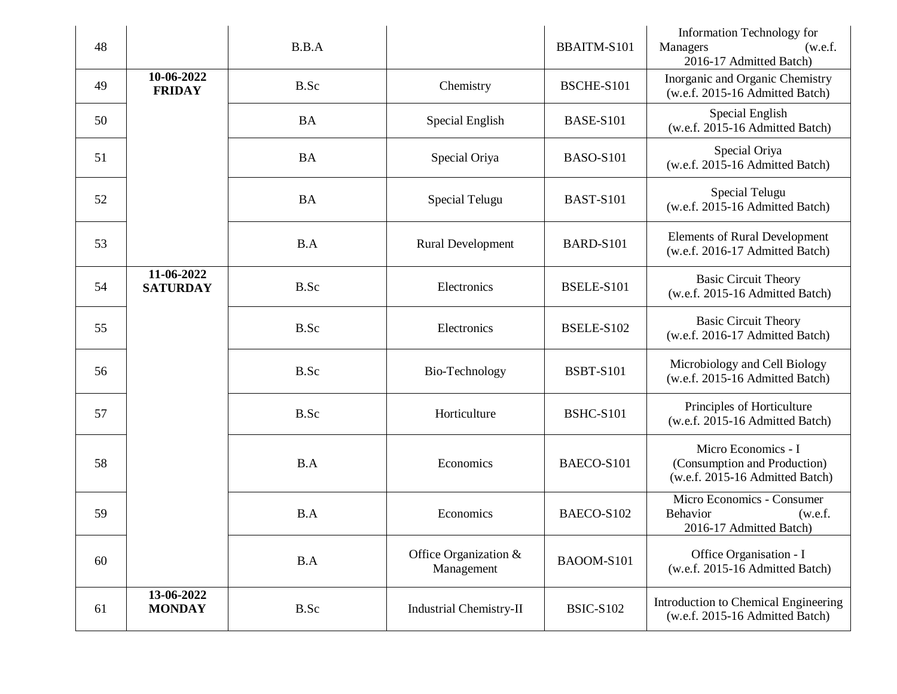| 48 | | B.B.A | | BBAITM-S101 | Information Technology for Managers (w.e.f. 2016-17 Admitted Batch) |
|---|---|---|---|---|---|
| 49 | **10-06-2022 FRIDAY** | B.Sc | Chemistry | BSCHE-S101 | Inorganic and Organic Chemistry (w.e.f. 2015-16 Admitted Batch) |
| 50 | | BA | Special English | BASE-S101 | Special English (w.e.f. 2015-16 Admitted Batch) |
| 51 | | BA | Special Oriya | BASO-S101 | Special Oriya (w.e.f. 2015-16 Admitted Batch) |
| 52 | | BA | Special Telugu | BAST-S101 | Special Telugu (w.e.f. 2015-16 Admitted Batch) |
| 53 | | B.A | Rural Development | BARD-S101 | Elements of Rural Development (w.e.f. 2016-17 Admitted Batch) |
| 54 | **11-06-2022 SATURDAY** | B.Sc | Electronics | BSELE-S101 | Basic Circuit Theory (w.e.f. 2015-16 Admitted Batch) |
| 55 | | B.Sc | Electronics | BSELE-S102 | Basic Circuit Theory (w.e.f. 2016-17 Admitted Batch) |
| 56 | | B.Sc | Bio-Technology | BSBT-S101 | Microbiology and Cell Biology (w.e.f. 2015-16 Admitted Batch) |
| 57 | | B.Sc | Horticulture | BSHC-S101 | Principles of Horticulture (w.e.f. 2015-16 Admitted Batch) |
| 58 | | B.A | Economics | BAECO-S101 | Micro Economics - I (Consumption and Production) (w.e.f. 2015-16 Admitted Batch) |
| 59 | | B.A | Economics | BAECO-S102 | Micro Economics - Consumer Behavior (w.e.f. 2016-17 Admitted Batch) |
| 60 | | B.A | Office Organization & Management | BAOOM-S101 | Office Organisation - I (w.e.f. 2015-16 Admitted Batch) |
| 61 | **13-06-2022 MONDAY** | B.Sc | Industrial Chemistry-II | BSIC-S102 | Introduction to Chemical Engineering (w.e.f. 2015-16 Admitted Batch) |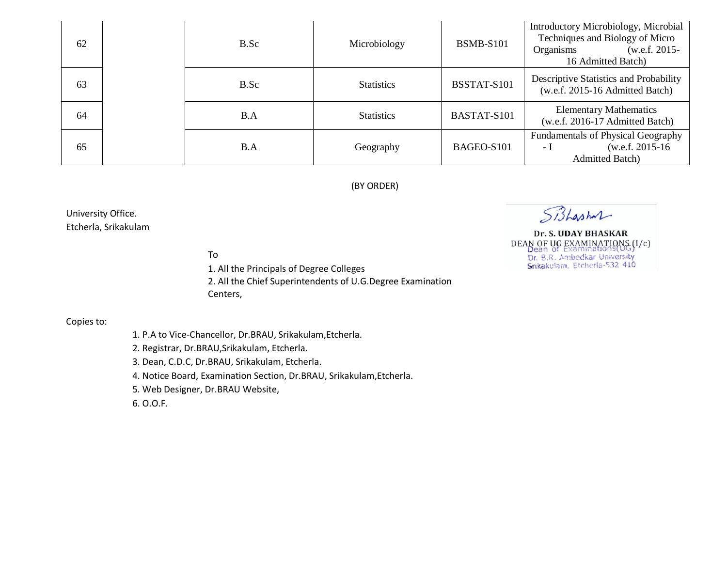| | | | | | |
|---|---|---|---|---|---|
| 62 | | B.Sc | Microbiology | BSMB-S101 | Introductory Microbiology, Microbial Techniques and Biology of Micro Organisms (w.e.f. 2015-16 Admitted Batch) |
| 63 | | B.Sc | Statistics | BSSTAT-S101 | Descriptive Statistics and Probability (w.e.f. 2015-16 Admitted Batch) |
| 64 | | B.A | Statistics | BASTAT-S101 | Elementary Mathematics (w.e.f. 2016-17 Admitted Batch) |
| 65 | | B.A | Geography | BAGEO-S101 | Fundamentals of Physical Geography - I (w.e.f. 2015-16 Admitted Batch) |

(BY ORDER)

University Office.
Etcherla, Srikakulam

SBhaskar
**Dr. S. UDAY BHASKAR**
DEAN OF UG EXAMINATIONS (I/c)
Dean of Examinations(UG)
Dr. B.R. Ambedkar University
Srikakulam, Etcherla-532 410

To
1. All the Principals of Degree Colleges
2. All the Chief Superintendents of U.G.Degree Examination Centers,

Copies to:

1. P.A to Vice-Chancellor, Dr.BRAU, Srikakulam,Etcherla.
2. Registrar, Dr.BRAU,Srikakulam, Etcherla.
3. Dean, C.D.C, Dr.BRAU, Srikakulam, Etcherla.
4. Notice Board, Examination Section, Dr.BRAU, Srikakulam,Etcherla.
5. Web Designer, Dr.BRAU Website,
6. O.O.F.